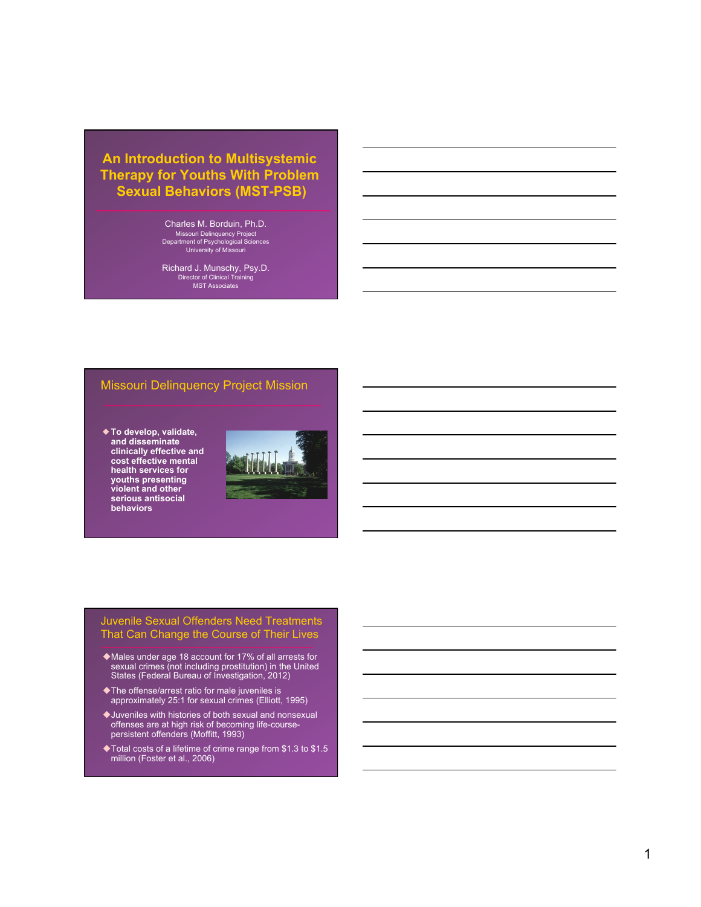# An Introduction to Multisystemic Therapy for Youths With Problem Sexual Behaviors (MST-PSB)

Charles M. Borduin, Ph.D.
Missouri Delinquency Project
Department of Psychological Sciences
University of Missouri

Richard J. Munschy, Psy.D.
Director of Clinical Training
MST Associates

## Missouri Delinquency Project Mission

- **To develop, validate, and disseminate clinically effective and cost effective mental health services for youths presenting violent and other serious antisocial behaviors**

## Juvenile Sexual Offenders Need Treatments That Can Change the Course of Their Lives

- Males under age 18 account for 17% of all arrests for sexual crimes (not including prostitution) in the United States (Federal Bureau of Investigation, 2012)
- The offense/arrest ratio for male juveniles is approximately 25:1 for sexual crimes (Elliott, 1995)
- Juveniles with histories of both sexual and nonsexual offenses are at high risk of becoming life-course-persistent offenders (Moffitt, 1993)
- Total costs of a lifetime of crime range from $1.3 to $1.5 million (Foster et al., 2006)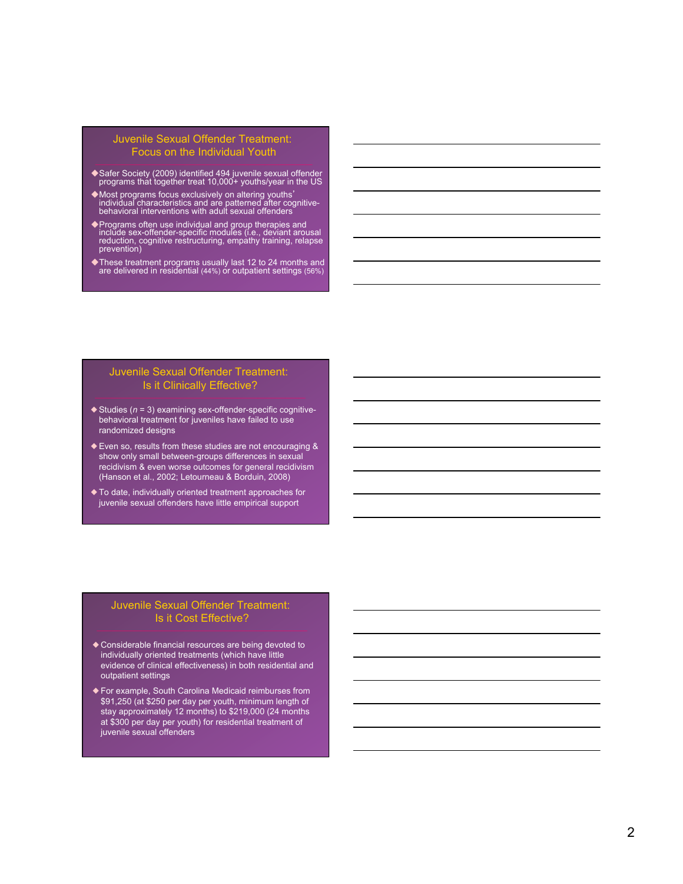## Juvenile Sexual Offender Treatment: Focus on the Individual Youth

- Safer Society (2009) identified 494 juvenile sexual offender programs that together treat 10,000+ youths/year in the US
- Most programs focus exclusively on altering youths' individual characteristics and are patterned after cognitive-behavioral interventions with adult sexual offenders
- Programs often use individual and group therapies and include sex-offender-specific modules (i.e., deviant arousal reduction, cognitive restructuring, empathy training, relapse prevention)
- These treatment programs usually last 12 to 24 months and are delivered in residential (44%) or outpatient settings (56%)

## Juvenile Sexual Offender Treatment: Is it Clinically Effective?

- Studies (*n* = 3) examining sex-offender-specific cognitive-behavioral treatment for juveniles have failed to use randomized designs
- Even so, results from these studies are not encouraging & show only small between-groups differences in sexual recidivism & even worse outcomes for general recidivism (Hanson et al., 2002; Letourneau & Borduin, 2008)
- To date, individually oriented treatment approaches for juvenile sexual offenders have little empirical support

## Juvenile Sexual Offender Treatment: Is it Cost Effective?

- Considerable financial resources are being devoted to individually oriented treatments (which have little evidence of clinical effectiveness) in both residential and outpatient settings
- For example, South Carolina Medicaid reimburses from $91,250 (at $250 per day per youth, minimum length of stay approximately 12 months) to $219,000 (24 months at $300 per day per youth) for residential treatment of juvenile sexual offenders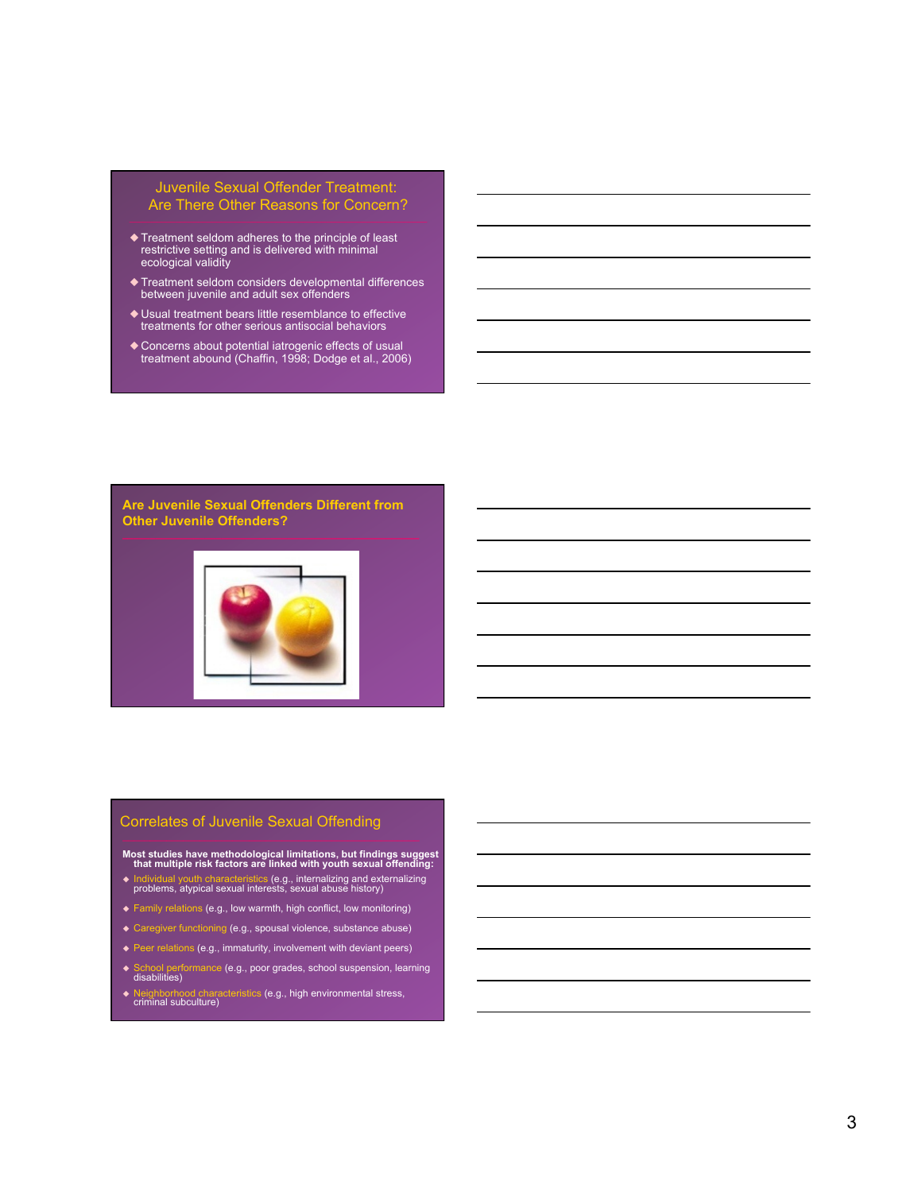## Juvenile Sexual Offender Treatment: Are There Other Reasons for Concern?

- Treatment seldom adheres to the principle of least restrictive setting and is delivered with minimal ecological validity
- Treatment seldom considers developmental differences between juvenile and adult sex offenders
- Usual treatment bears little resemblance to effective treatments for other serious antisocial behaviors
- Concerns about potential iatrogenic effects of usual treatment abound (Chaffin, 1998; Dodge et al., 2006)

## Are Juvenile Sexual Offenders Different from Other Juvenile Offenders?

## Correlates of Juvenile Sexual Offending

**Most studies have methodological limitations, but findings suggest that multiple risk factors are linked with youth sexual offending:**

- Individual youth characteristics (e.g., internalizing and externalizing problems, atypical sexual interests, sexual abuse history)
- Family relations (e.g., low warmth, high conflict, low monitoring)
- Caregiver functioning (e.g., spousal violence, substance abuse)
- Peer relations (e.g., immaturity, involvement with deviant peers)
- School performance (e.g., poor grades, school suspension, learning disabilities)
- Neighborhood characteristics (e.g., high environmental stress, criminal subculture)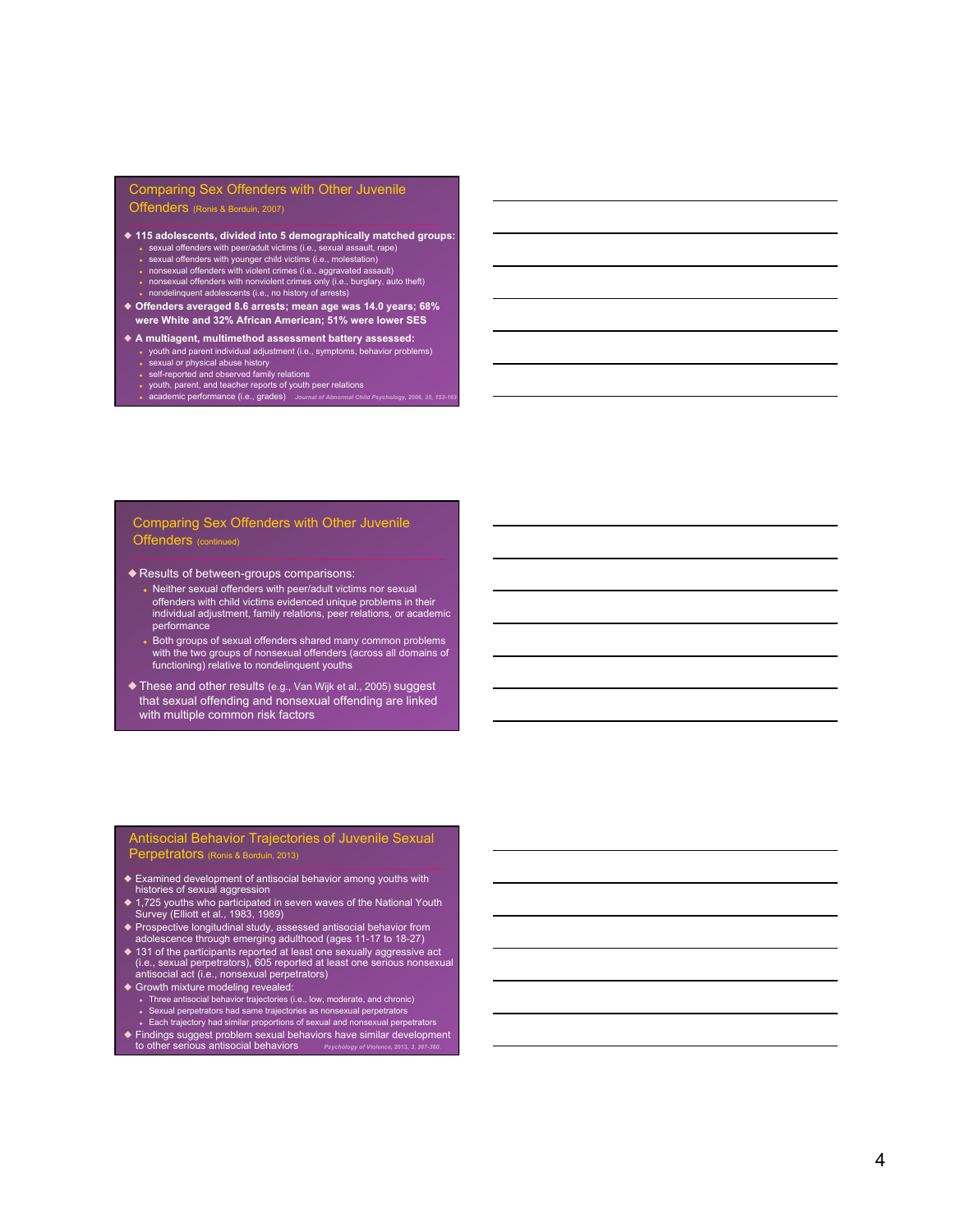## Comparing Sex Offenders with Other Juvenile Offenders (Ronis & Borduin, 2007)

- **115 adolescents, divided into 5 demographically matched groups:**
  - sexual offenders with peer/adult victims (i.e., sexual assault, rape)
  - sexual offenders with younger child victims (i.e., molestation)
  - nonsexual offenders with violent crimes (i.e., aggravated assault)
  - nonsexual offenders with nonviolent crimes only (i.e., burglary, auto theft)
  - nondelinquent adolescents (i.e., no history of arrests)
- **Offenders averaged 8.6 arrests; mean age was 14.0 years; 68% were White and 32% African American; 51% were lower SES**
- **A multiagent, multimethod assessment battery assessed:**
  - youth and parent individual adjustment (i.e., symptoms, behavior problems)
  - sexual or physical abuse history
  - self-reported and observed family relations
  - youth, parent, and teacher reports of youth peer relations
  - academic performance (i.e., grades)

*Journal of Abnormal Child Psychology, 2006, 35, 153-163*

## Comparing Sex Offenders with Other Juvenile Offenders (continued)

- Results of between-groups comparisons:
  - Neither sexual offenders with peer/adult victims nor sexual offenders with child victims evidenced unique problems in their individual adjustment, family relations, peer relations, or academic performance
  - Both groups of sexual offenders shared many common problems with the two groups of nonsexual offenders (across all domains of functioning) relative to nondelinquent youths
- These and other results (e.g., Van Wijk et al., 2005) suggest that sexual offending and nonsexual offending are linked with multiple common risk factors

## Antisocial Behavior Trajectories of Juvenile Sexual Perpetrators (Ronis & Borduin, 2013)

- Examined development of antisocial behavior among youths with histories of sexual aggression
- 1,725 youths who participated in seven waves of the National Youth Survey (Elliott et al., 1983, 1989)
- Prospective longitudinal study, assessed antisocial behavior from adolescence through emerging adulthood (ages 11-17 to 18-27)
- 131 of the participants reported at least one sexually aggressive act (i.e., sexual perpetrators), 605 reported at least one serious nonsexual antisocial act (i.e., nonsexual perpetrators)
- Growth mixture modeling revealed:
  - Three antisocial behavior trajectories (i.e., low, moderate, and chronic)
  - Sexual perpetrators had same trajectories as nonsexual perpetrators
  - Each trajectory had similar proportions of sexual and nonsexual perpetrators
- Findings suggest problem sexual behaviors have similar development to other serious antisocial behaviors

*Psychology of Violence, 2013, 3, 367-380.*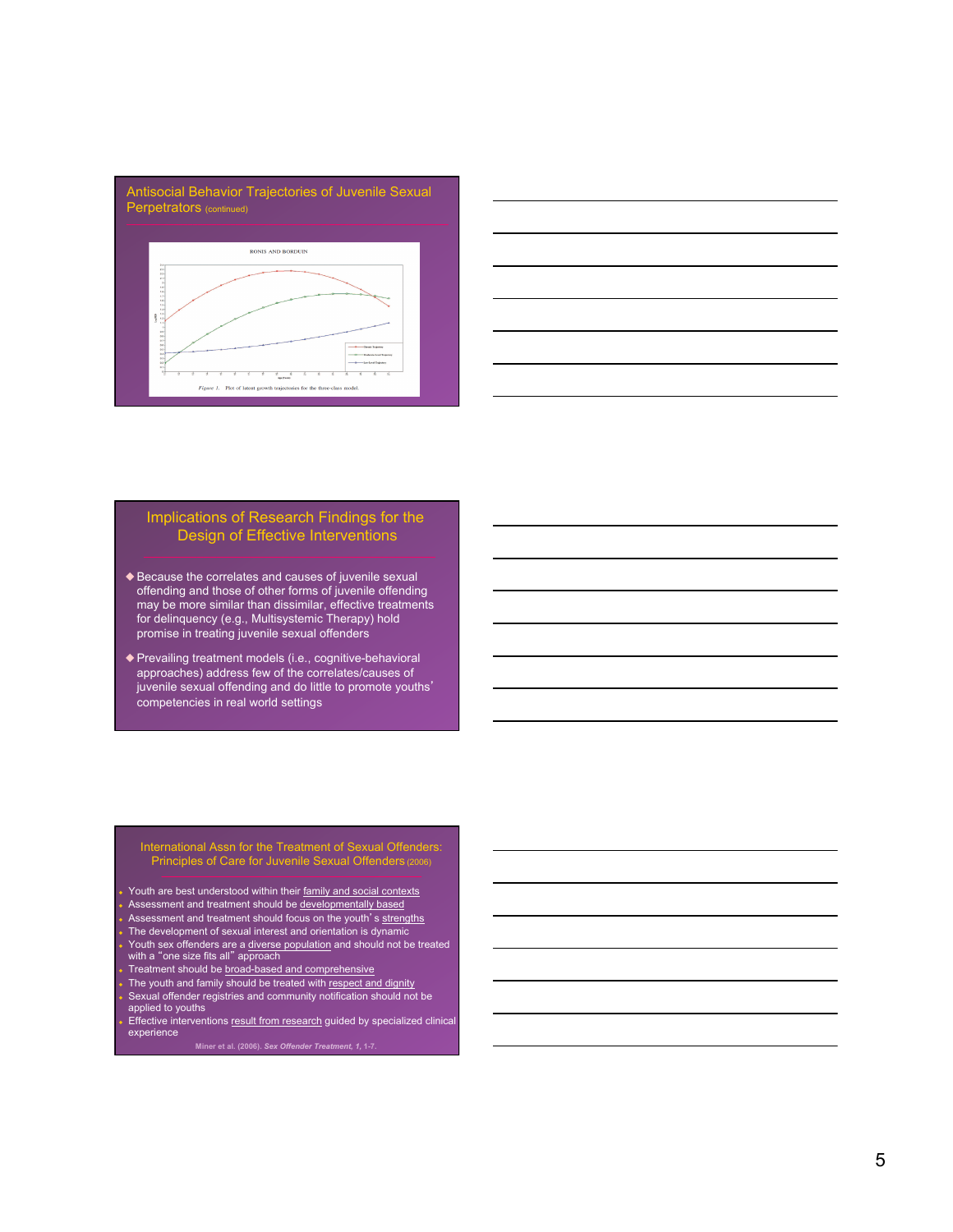## Antisocial Behavior Trajectories of Juvenile Sexual Perpetrators (continued)

RONIS AND BORDUIN

*Figure 1.* Plot of latent growth trajectories for the three-class model.

## Implications of Research Findings for the Design of Effective Interventions

- Because the correlates and causes of juvenile sexual offending and those of other forms of juvenile offending may be more similar than dissimilar, effective treatments for delinquency (e.g., Multisystemic Therapy) hold promise in treating juvenile sexual offenders
- Prevailing treatment models (i.e., cognitive-behavioral approaches) address few of the correlates/causes of juvenile sexual offending and do little to promote youths' competencies in real world settings

## International Assn for the Treatment of Sexual Offenders: Principles of Care for Juvenile Sexual Offenders (2006)

- Youth are best understood within their family and social contexts
- Assessment and treatment should be developmentally based
- Assessment and treatment should focus on the youth's strengths
- The development of sexual interest and orientation is dynamic
- Youth sex offenders are a diverse population and should not be treated with a "one size fits all" approach
- Treatment should be broad-based and comprehensive
- The youth and family should be treated with respect and dignity
- Sexual offender registries and community notification should not be applied to youths
- Effective interventions result from research guided by specialized clinical experience

Miner et al. (2006). ***Sex Offender Treatment, 1***, 1-7.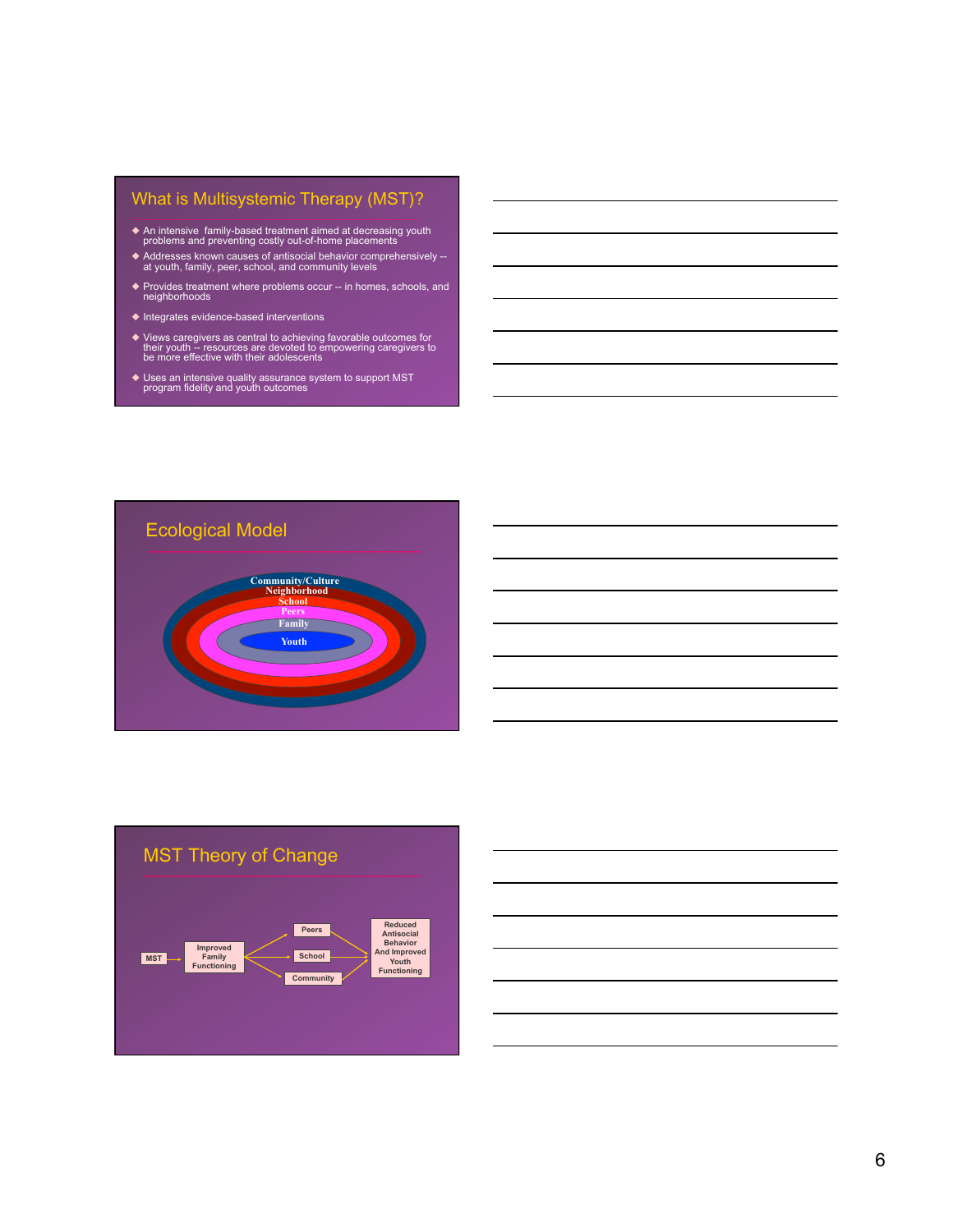## What is Multisystemic Therapy (MST)?

- An intensive family-based treatment aimed at decreasing youth problems and preventing costly out-of-home placements
- Addresses known causes of antisocial behavior comprehensively -- at youth, family, peer, school, and community levels
- Provides treatment where problems occur -- in homes, schools, and neighborhoods
- Integrates evidence-based interventions
- Views caregivers as central to achieving favorable outcomes for their youth -- resources are devoted to empowering caregivers to be more effective with their adolescents
- Uses an intensive quality assurance system to support MST program fidelity and youth outcomes

## Ecological Model

Community/Culture
Neighborhood
School
Peers
Family
Youth

## MST Theory of Change

MST → Improved Family Functioning → Peers / School / Community → Reduced Antisocial Behavior And Improved Youth Functioning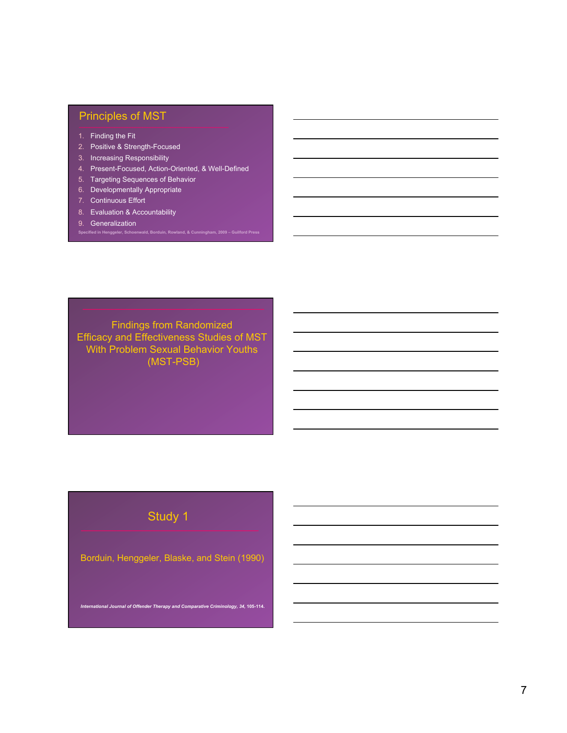## Principles of MST

1. Finding the Fit
2. Positive & Strength-Focused
3. Increasing Responsibility
4. Present-Focused, Action-Oriented, & Well-Defined
5. Targeting Sequences of Behavior
6. Developmentally Appropriate
7. Continuous Effort
8. Evaluation & Accountability
9. Generalization

Specified in Henggeler, Schoenwald, Borduin, Rowland, & Cunningham, 2009 – Guilford Press

## Findings from Randomized Efficacy and Effectiveness Studies of MST With Problem Sexual Behavior Youths (MST-PSB)

## Study 1

Borduin, Henggeler, Blaske, and Stein (1990)

*International Journal of Offender Therapy and Comparative Criminology, 34, 105-114.*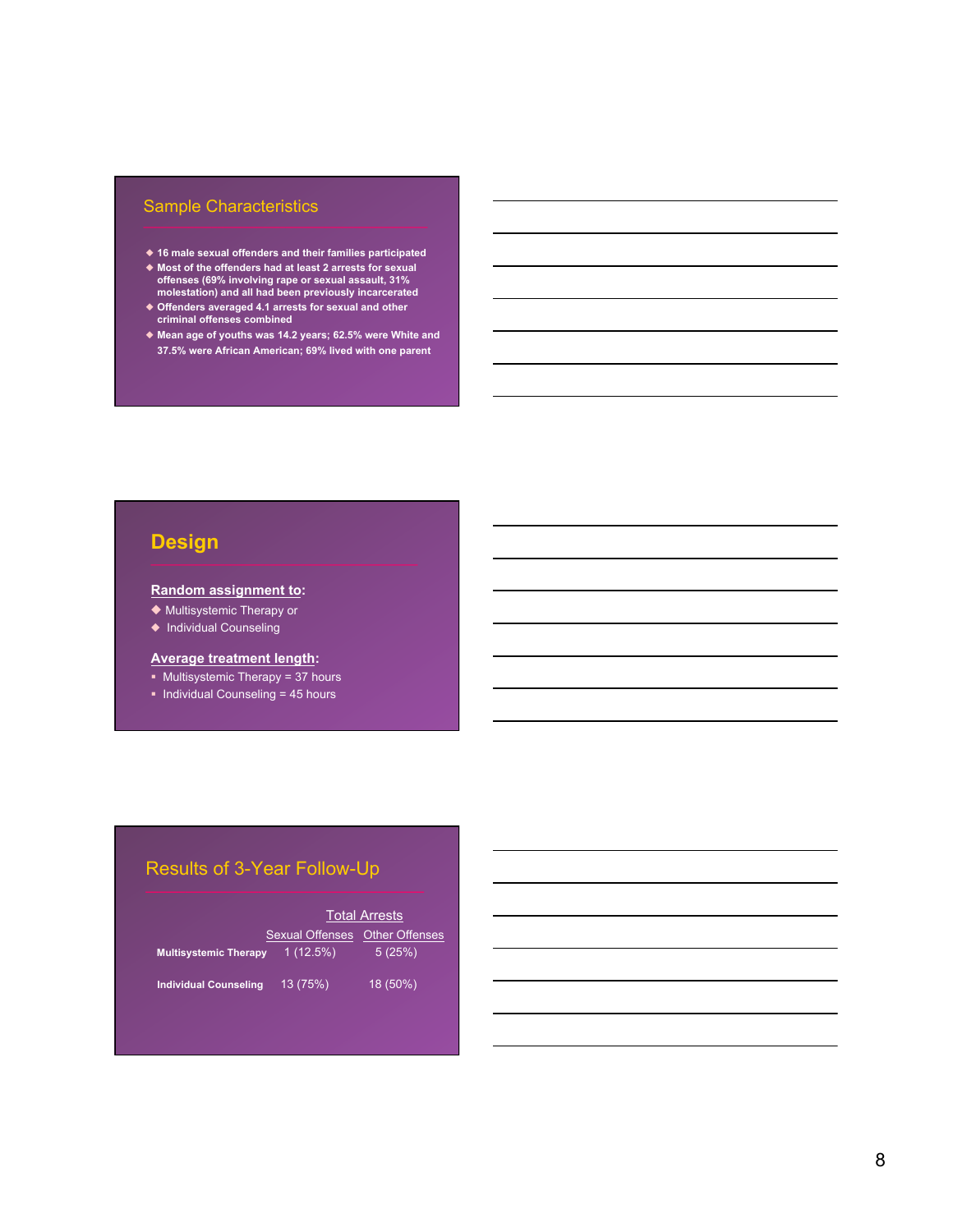## Sample Characteristics

- 16 male sexual offenders and their families participated
- Most of the offenders had at least 2 arrests for sexual offenses (69% involving rape or sexual assault, 31% molestation) and all had been previously incarcerated
- Offenders averaged 4.1 arrests for sexual and other criminal offenses combined
- Mean age of youths was 14.2 years; 62.5% were White and 37.5% were African American; 69% lived with one parent

## Design

**Random assignment to:**

- Multisystemic Therapy or
- Individual Counseling

**Average treatment length:**

- Multisystemic Therapy = 37 hours
- Individual Counseling = 45 hours

## Results of 3-Year Follow-Up

| | Total Arrests | |
|---|---|---|
| | Sexual Offenses | Other Offenses |
| **Multisystemic Therapy** | 1 (12.5%) | 5 (25%) |
| **Individual Counseling** | 13 (75%) | 18 (50%) |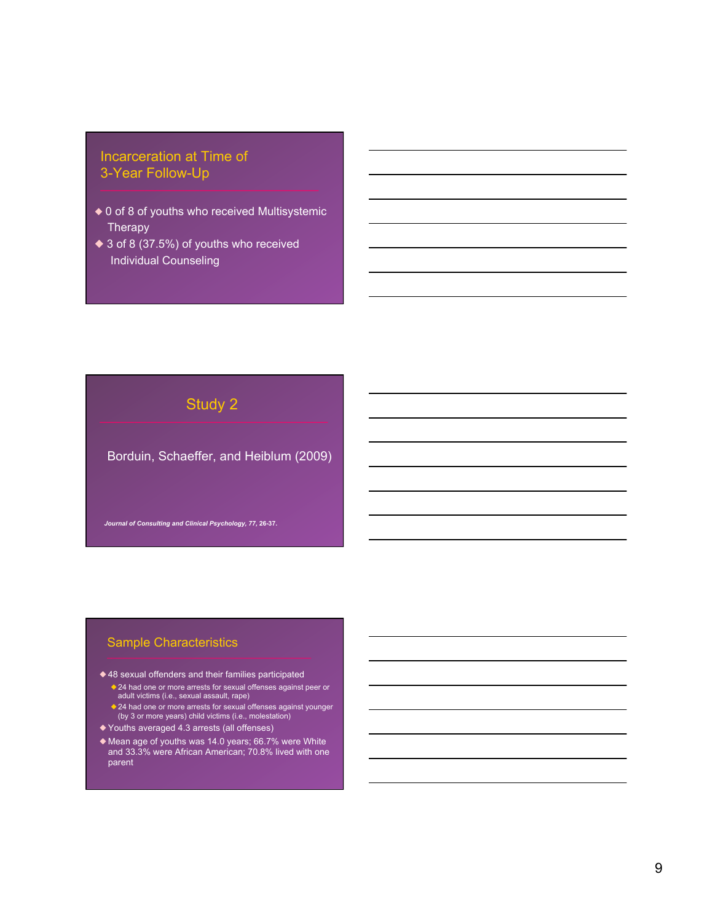## Incarceration at Time of 3-Year Follow-Up

- 0 of 8 of youths who received Multisystemic Therapy
- 3 of 8 (37.5%) of youths who received Individual Counseling

## Study 2

Borduin, Schaeffer, and Heiblum (2009)

*Journal of Consulting and Clinical Psychology, 77, 26-37.*

## Sample Characteristics

- 48 sexual offenders and their families participated
  - 24 had one or more arrests for sexual offenses against peer or adult victims (i.e., sexual assault, rape)
  - 24 had one or more arrests for sexual offenses against younger (by 3 or more years) child victims (i.e., molestation)
- Youths averaged 4.3 arrests (all offenses)
- Mean age of youths was 14.0 years; 66.7% were White and 33.3% were African American; 70.8% lived with one parent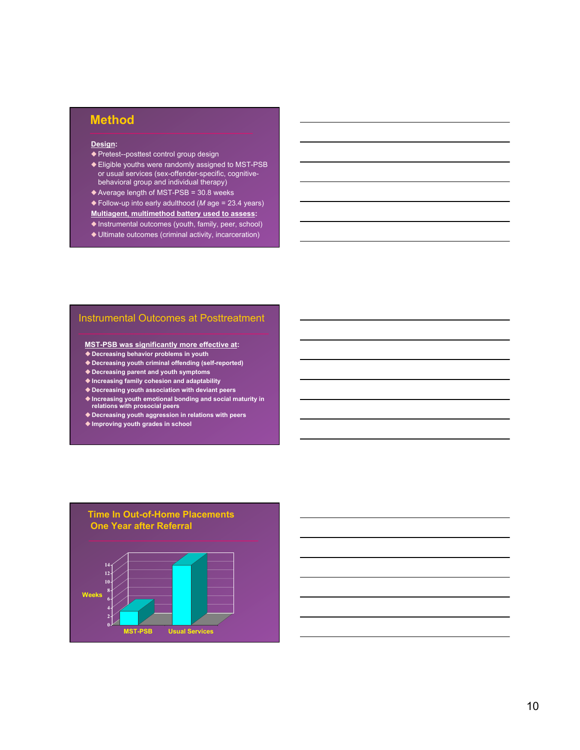## Method

**Design:**

- Pretest--posttest control group design
- Eligible youths were randomly assigned to MST-PSB or usual services (sex-offender-specific, cognitive-behavioral group and individual therapy)
- Average length of MST-PSB = 30.8 weeks
- Follow-up into early adulthood (*M* age = 23.4 years)

**Multiagent, multimethod battery used to assess:**

- Instrumental outcomes (youth, family, peer, school)
- Ultimate outcomes (criminal activity, incarceration)

## Instrumental Outcomes at Posttreatment

**MST-PSB was significantly more effective at:**

- Decreasing behavior problems in youth
- Decreasing youth criminal offending (self-reported)
- Decreasing parent and youth symptoms
- Increasing family cohesion and adaptability
- Decreasing youth association with deviant peers
- Increasing youth emotional bonding and social maturity in relations with prosocial peers
- Decreasing youth aggression in relations with peers
- Improving youth grades in school

## Time In Out-of-Home Placements One Year after Referral

Weeks

0, 2, 4, 6, 8, 10, 12, 14

MST-PSB | Usual Services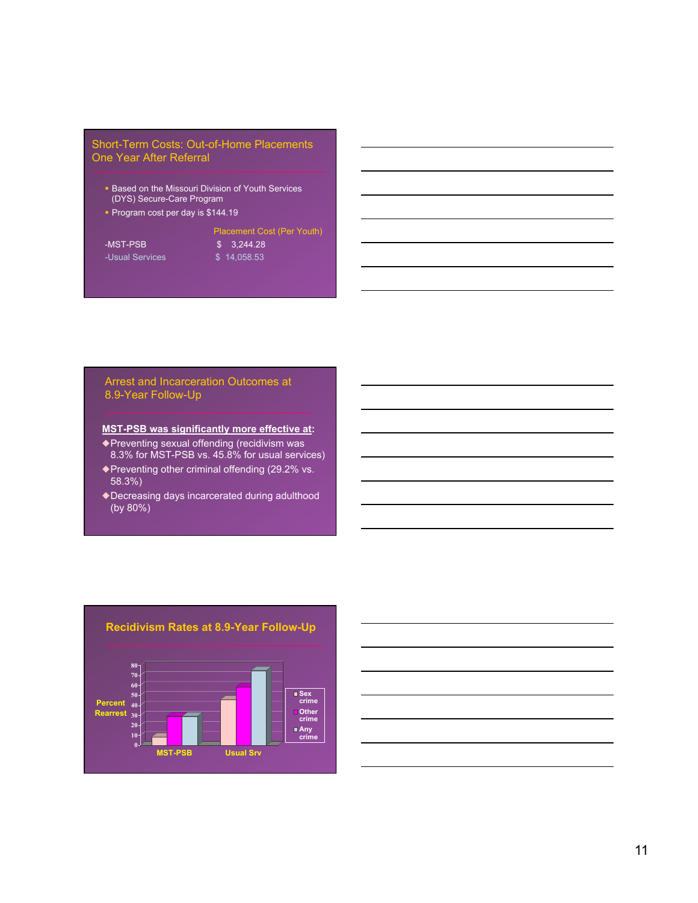## Short-Term Costs: Out-of-Home Placements One Year After Referral

- Based on the Missouri Division of Youth Services (DYS) Secure-Care Program
- Program cost per day is $144.19

| | Placement Cost (Per Youth) |
|---|---|
| -MST-PSB | $ 3,244.28 |
| -Usual Services | $ 14,058.53 |

## Arrest and Incarceration Outcomes at 8.9-Year Follow-Up

**MST-PSB was significantly more effective at:**

- Preventing sexual offending (recidivism was 8.3% for MST-PSB vs. 45.8% for usual services)
- Preventing other criminal offending (29.2% vs. 58.3%)
- Decreasing days incarcerated during adulthood (by 80%)

## Recidivism Rates at 8.9-Year Follow-Up

Percent Rearrest (0–80)

Legend: Sex crime, Other crime, Any crime

Groups: MST-PSB, Usual Srv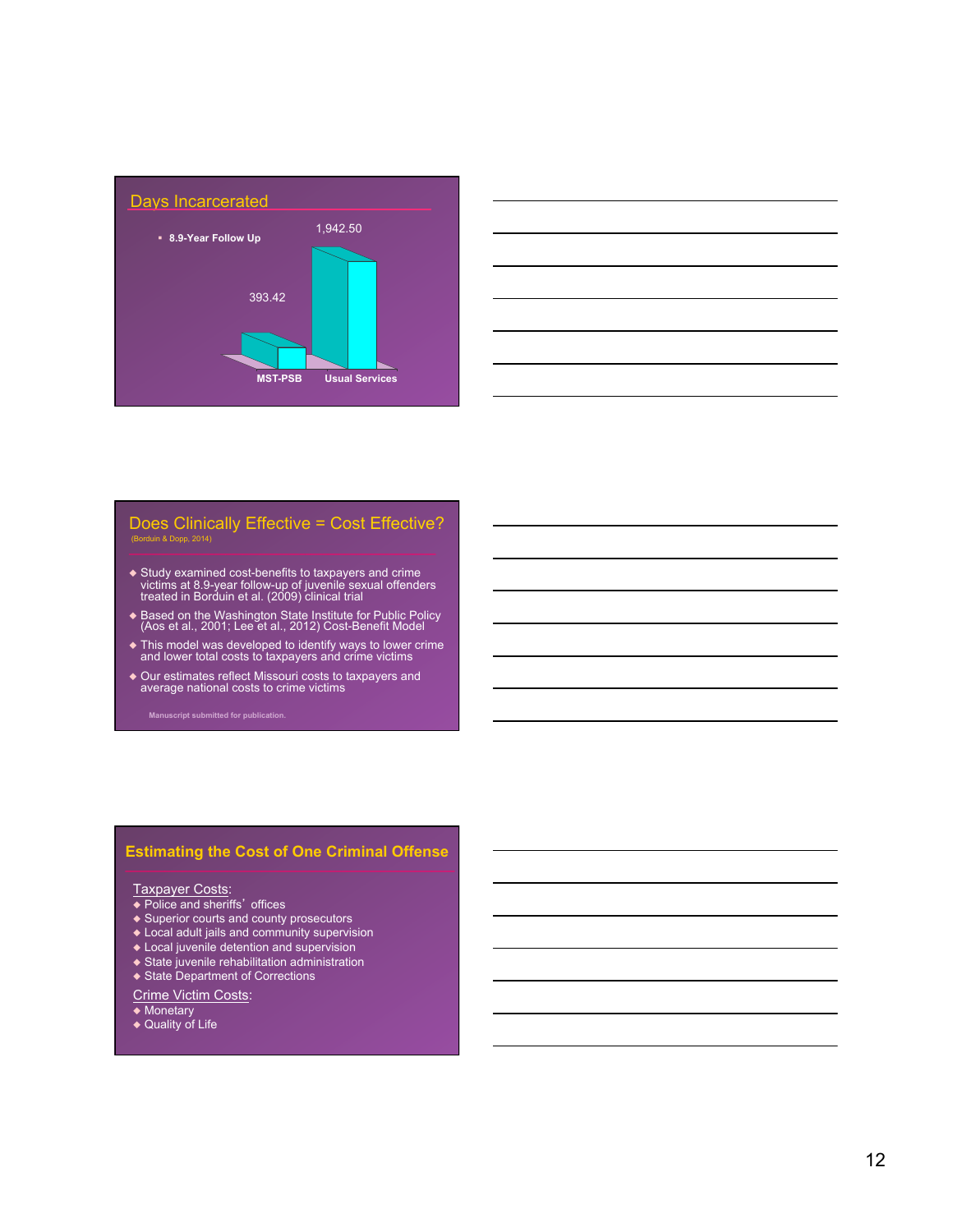## Days Incarcerated

- 8.9-Year Follow Up

| | MST-PSB | Usual Services |
| --- | --- | --- |
| Days Incarcerated | 393.42 | 1,942.50 |

## Does Clinically Effective = Cost Effective?

(Borduin & Dopp, 2014)

- Study examined cost-benefits to taxpayers and crime victims at 8.9-year follow-up of juvenile sexual offenders treated in Borduin et al. (2009) clinical trial
- Based on the Washington State Institute for Public Policy (Aos et al., 2001; Lee et al., 2012) Cost-Benefit Model
- This model was developed to identify ways to lower crime and lower total costs to taxpayers and crime victims
- Our estimates reflect Missouri costs to taxpayers and average national costs to crime victims

Manuscript submitted for publication.

## Estimating the Cost of One Criminal Offense

Taxpayer Costs:

- Police and sheriffs' offices
- Superior courts and county prosecutors
- Local adult jails and community supervision
- Local juvenile detention and supervision
- State juvenile rehabilitation administration
- State Department of Corrections

Crime Victim Costs:

- Monetary
- Quality of Life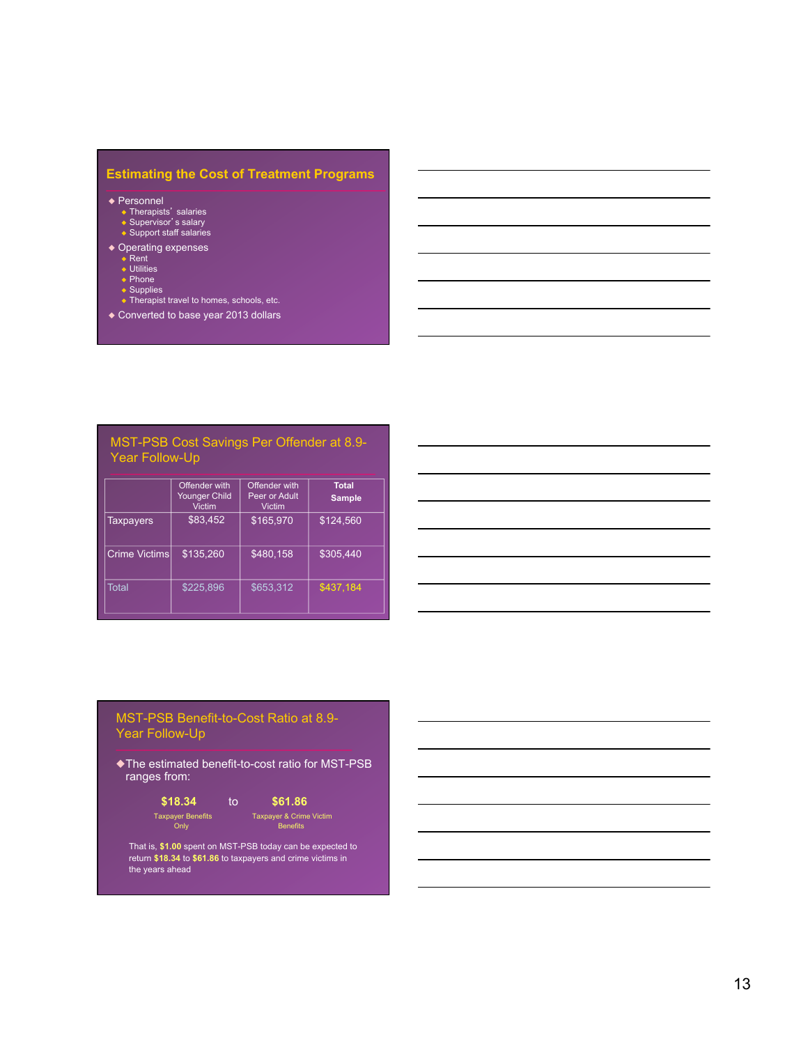## Estimating the Cost of Treatment Programs

- Personnel
  - Therapists' salaries
  - Supervisor's salary
  - Support staff salaries
- Operating expenses
  - Rent
  - Utilities
  - Phone
  - Supplies
  - Therapist travel to homes, schools, etc.
- Converted to base year 2013 dollars

## MST-PSB Cost Savings Per Offender at 8.9-Year Follow-Up

| | Offender with Younger Child Victim | Offender with Peer or Adult Victim | **Total Sample** |
|---|---|---|---|
| Taxpayers | $83,452 | $165,970 | $124,560 |
| Crime Victims | $135,260 | $480,158 | $305,440 |
| Total | $225,896 | $653,312 | $437,184 |

## MST-PSB Benefit-to-Cost Ratio at 8.9-Year Follow-Up

- The estimated benefit-to-cost ratio for MST-PSB ranges from:

**$18.34** (Taxpayer Benefits Only) to **$61.86** (Taxpayer & Crime Victim Benefits)

That is, **$1.00** spent on MST-PSB today can be expected to return **$18.34** to **$61.86** to taxpayers and crime victims in the years ahead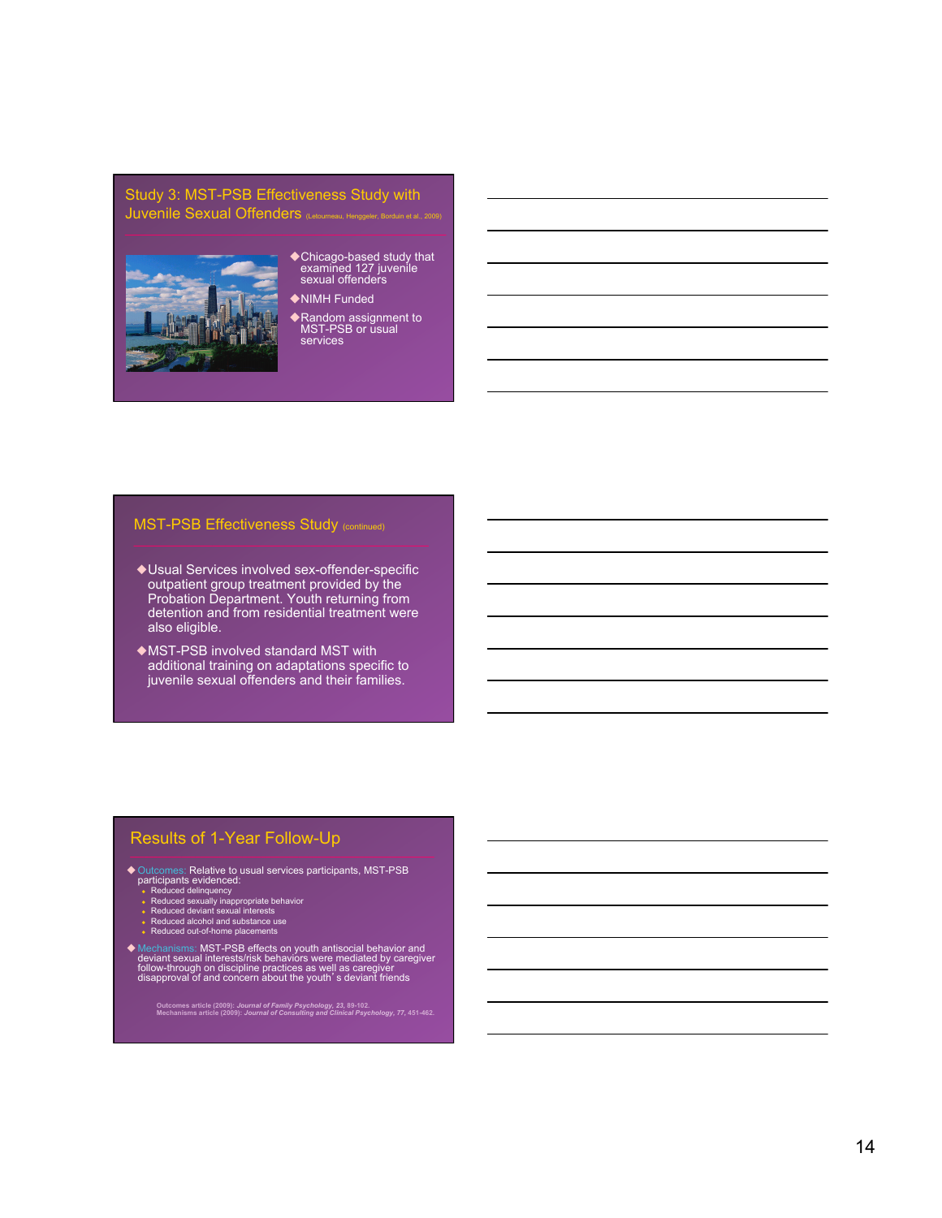## Study 3: MST-PSB Effectiveness Study with Juvenile Sexual Offenders (Letourneau, Henggeler, Borduin et al., 2009)

- Chicago-based study that examined 127 juvenile sexual offenders
- NIMH Funded
- Random assignment to MST-PSB or usual services

## MST-PSB Effectiveness Study (continued)

- Usual Services involved sex-offender-specific outpatient group treatment provided by the Probation Department. Youth returning from detention and from residential treatment were also eligible.
- MST-PSB involved standard MST with additional training on adaptations specific to juvenile sexual offenders and their families.

## Results of 1-Year Follow-Up

- Outcomes: Relative to usual services participants, MST-PSB participants evidenced:
  - Reduced delinquency
  - Reduced sexually inappropriate behavior
  - Reduced deviant sexual interests
  - Reduced alcohol and substance use
  - Reduced out-of-home placements
- Mechanisms: MST-PSB effects on youth antisocial behavior and deviant sexual interests/risk behaviors were mediated by caregiver follow-through on discipline practices as well as caregiver disapproval of and concern about the youth's deviant friends

**Outcomes article (2009):** ***Journal of Family Psychology, 23,*** **89-102.**
**Mechanisms article (2009):** ***Journal of Consulting and Clinical Psychology, 77,*** **451-462.**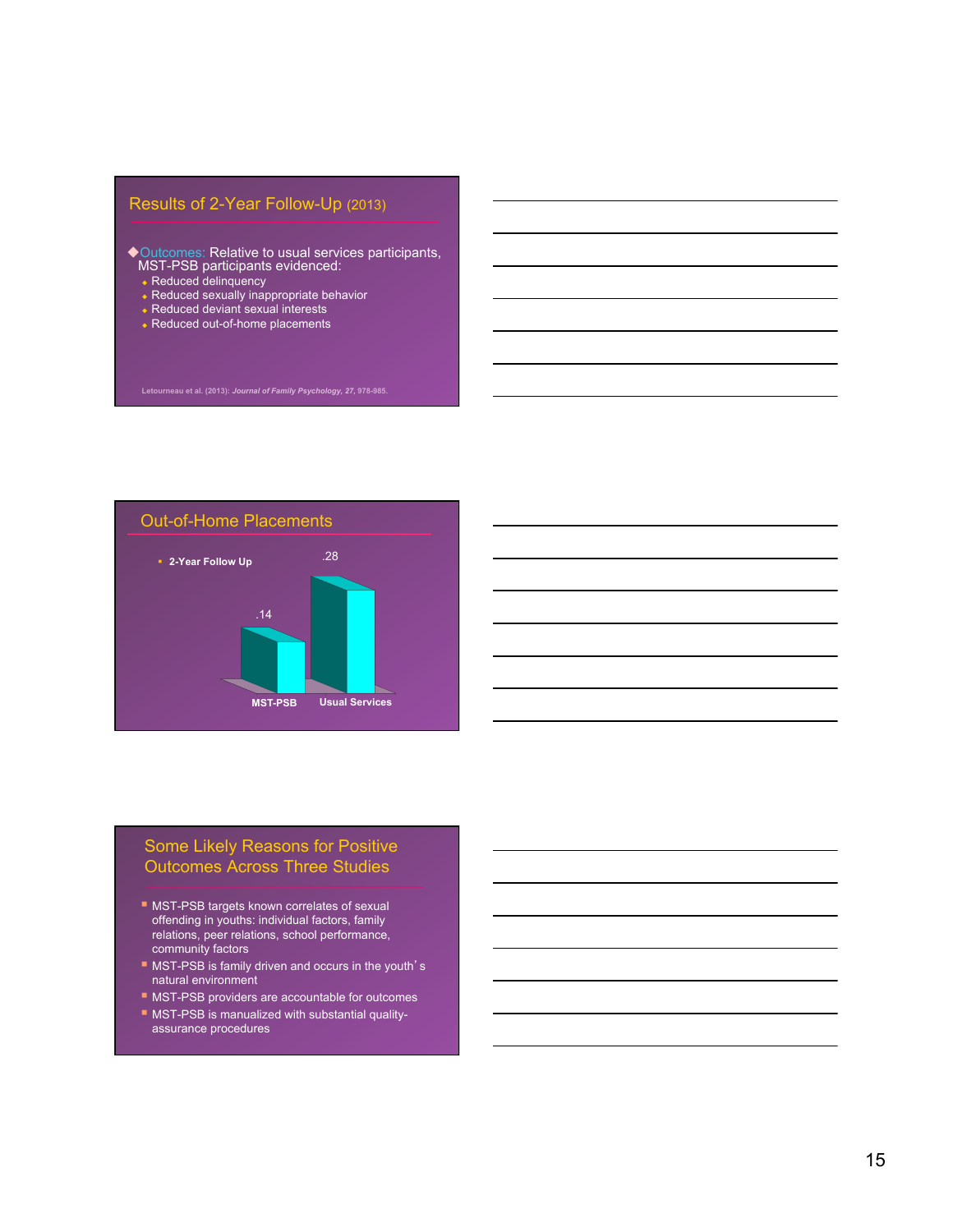## Results of 2-Year Follow-Up (2013)

- Outcomes: Relative to usual services participants, MST-PSB participants evidenced:
  - Reduced delinquency
  - Reduced sexually inappropriate behavior
  - Reduced deviant sexual interests
  - Reduced out-of-home placements

Letourneau et al. (2013): *Journal of Family Psychology*, *27*, 978-985.

## Out-of-Home Placements

- **2-Year Follow Up**

| | MST-PSB | Usual Services |
|---|---|---|
| 2-Year Follow Up | .14 | .28 |

## Some Likely Reasons for Positive Outcomes Across Three Studies

- MST-PSB targets known correlates of sexual offending in youths: individual factors, family relations, peer relations, school performance, community factors
- MST-PSB is family driven and occurs in the youth's natural environment
- MST-PSB providers are accountable for outcomes
- MST-PSB is manualized with substantial quality-assurance procedures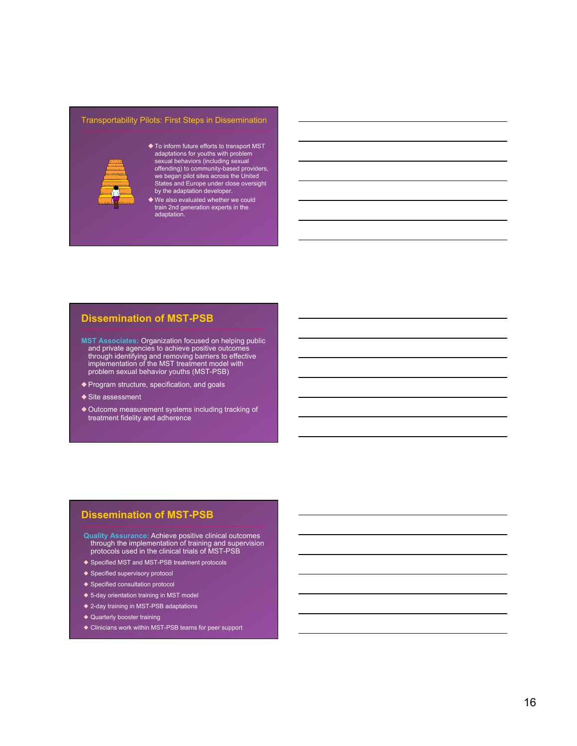## Transportability Pilots: First Steps in Dissemination

- To inform future efforts to transport MST adaptations for youths with problem sexual behaviors (including sexual offending) to community-based providers, we began pilot sites across the United States and Europe under close oversight by the adaptation developer.
- We also evaluated whether we could train 2nd generation experts in the adaptation.

## Dissemination of MST-PSB

**MST Associates:** Organization focused on helping public and private agencies to achieve positive outcomes through identifying and removing barriers to effective implementation of the MST treatment model with problem sexual behavior youths (MST-PSB)

- Program structure, specification, and goals
- Site assessment
- Outcome measurement systems including tracking of treatment fidelity and adherence

## Dissemination of MST-PSB

**Quality Assurance:** Achieve positive clinical outcomes through the implementation of training and supervision protocols used in the clinical trials of MST-PSB

- Specified MST and MST-PSB treatment protocols
- Specified supervisory protocol
- Specified consultation protocol
- 5-day orientation training in MST model
- 2-day training in MST-PSB adaptations
- Quarterly booster training
- Clinicians work within MST-PSB teams for peer support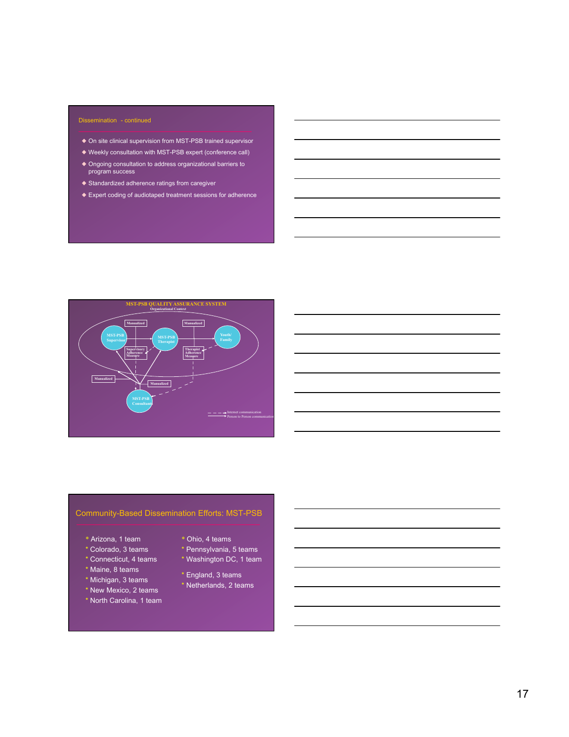## Dissemination - continued

- On site clinical supervision from MST-PSB trained supervisor
- Weekly consultation with MST-PSB expert (conference call)
- Ongoing consultation to address organizational barriers to program success
- Standardized adherence ratings from caregiver
- Expert coding of audiotaped treatment sessions for adherence

## MST-PSB QUALITY ASSURANCE SYSTEM

Organizational Context

MST-PSB Supervisor; MST-PSB Therapist; Youth/ Family; MST-PSB Consultant

Manualized; Manualized; Supervisory Adherence Measure; Therapist Adherence Measure; Manualized; Manualized

Internet communication

Person to Person communication

## Community-Based Dissemination Efforts: MST-PSB

- Arizona, 1 team
- Colorado, 3 teams
- Connecticut, 4 teams
- Maine, 8 teams
- Michigan, 3 teams
- New Mexico, 2 teams
- North Carolina, 1 team
- Ohio, 4 teams
- Pennsylvania, 5 teams
- Washington DC, 1 team
- England, 3 teams
- Netherlands, 2 teams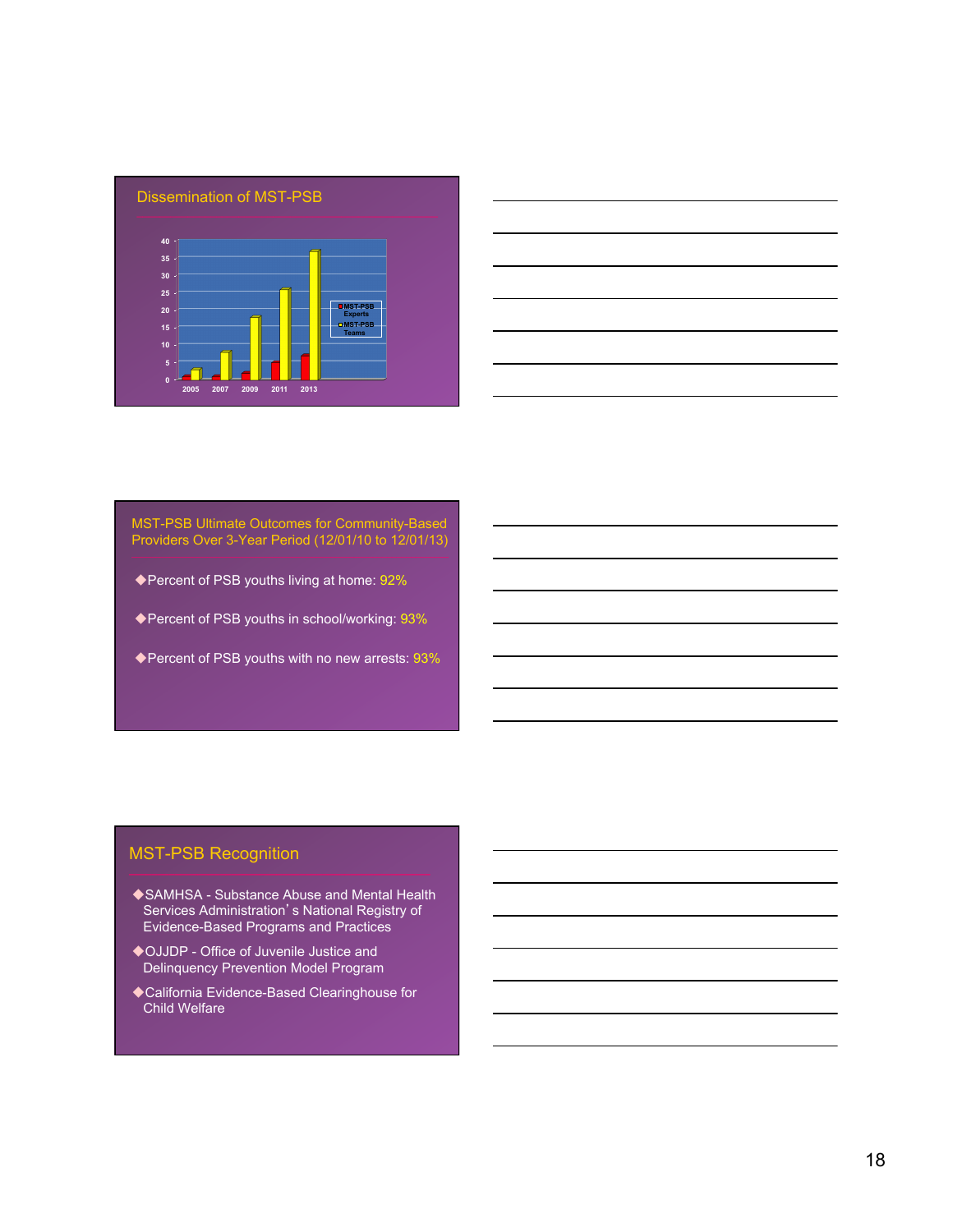## Dissemination of MST-PSB

| Year | MST-PSB Experts | MST-PSB Teams |
|---|---|---|
| 2005 | | |
| 2007 | | |
| 2009 | | |
| 2011 | | |
| 2013 | | |

## MST-PSB Ultimate Outcomes for Community-Based Providers Over 3-Year Period (12/01/10 to 12/01/13)

- Percent of PSB youths living at home: 92%
- Percent of PSB youths in school/working: 93%
- Percent of PSB youths with no new arrests: 93%

## MST-PSB Recognition

- SAMHSA - Substance Abuse and Mental Health Services Administration's National Registry of Evidence-Based Programs and Practices
- OJJDP - Office of Juvenile Justice and Delinquency Prevention Model Program
- California Evidence-Based Clearinghouse for Child Welfare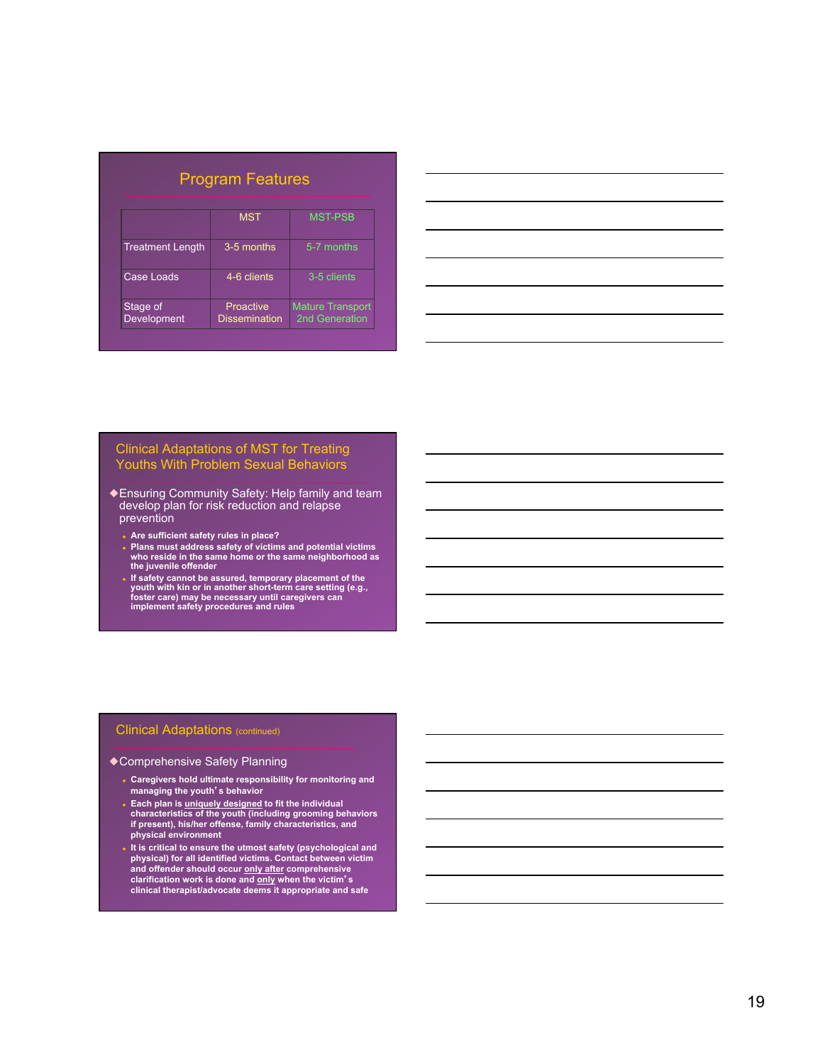## Program Features

| | MST | MST-PSB |
|---|---|---|
| Treatment Length | 3-5 months | 5-7 months |
| Case Loads | 4-6 clients | 3-5 clients |
| Stage of Development | Proactive Dissemination | Mature Transport 2nd Generation |

## Clinical Adaptations of MST for Treating Youths With Problem Sexual Behaviors

- Ensuring Community Safety: Help family and team develop plan for risk reduction and relapse prevention
  - **Are sufficient safety rules in place?**
  - **Plans must address safety of victims and potential victims who reside in the same home or the same neighborhood as the juvenile offender**
  - **If safety cannot be assured, temporary placement of the youth with kin or in another short-term care setting (e.g., foster care) may be necessary until caregivers can implement safety procedures and rules**

## Clinical Adaptations (continued)

- Comprehensive Safety Planning
  - **Caregivers hold ultimate responsibility for monitoring and managing the youth's behavior**
  - **Each plan is <u>uniquely designed</u> to fit the individual characteristics of the youth (including grooming behaviors if present), his/her offense, family characteristics, and physical environment**
  - **It is critical to ensure the utmost safety (psychological and physical) for all identified victims. Contact between victim and offender should occur <u>only after</u> comprehensive clarification work is done and <u>only</u> when the victim's clinical therapist/advocate deems it appropriate and safe**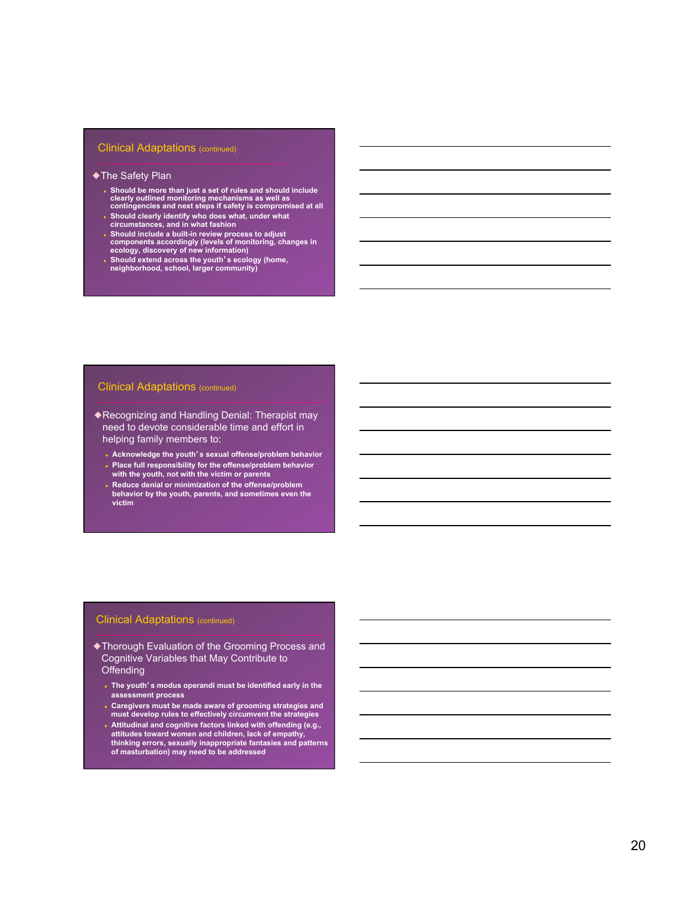## Clinical Adaptations (continued)

- The Safety Plan
  - Should be more than just a set of rules and should include clearly outlined monitoring mechanisms as well as contingencies and next steps if safety is compromised at all
  - Should clearly identify who does what, under what circumstances, and in what fashion
  - Should include a built-in review process to adjust components accordingly (levels of monitoring, changes in ecology, discovery of new information)
  - Should extend across the youth's ecology (home, neighborhood, school, larger community)

## Clinical Adaptations (continued)

- Recognizing and Handling Denial: Therapist may need to devote considerable time and effort in helping family members to:
  - Acknowledge the youth's sexual offense/problem behavior
  - Place full responsibility for the offense/problem behavior with the youth, not with the victim or parents
  - Reduce denial or minimization of the offense/problem behavior by the youth, parents, and sometimes even the victim

## Clinical Adaptations (continued)

- Thorough Evaluation of the Grooming Process and Cognitive Variables that May Contribute to Offending
  - The youth's modus operandi must be identified early in the assessment process
  - Caregivers must be made aware of grooming strategies and must develop rules to effectively circumvent the strategies
  - Attitudinal and cognitive factors linked with offending (e.g., attitudes toward women and children, lack of empathy, thinking errors, sexually inappropriate fantasies and patterns of masturbation) may need to be addressed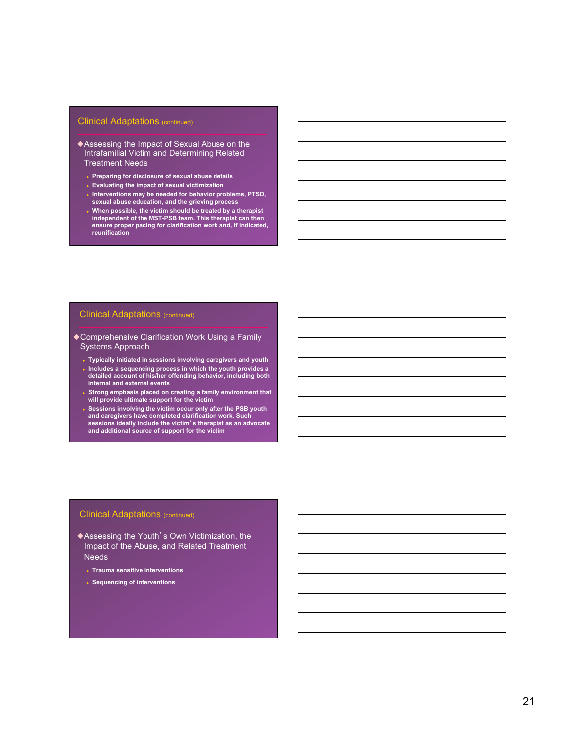## Clinical Adaptations (continued)

- Assessing the Impact of Sexual Abuse on the Intrafamilial Victim and Determining Related Treatment Needs
  - **Preparing for disclosure of sexual abuse details**
  - **Evaluating the impact of sexual victimization**
  - **Interventions may be needed for behavior problems, PTSD, sexual abuse education, and the grieving process**
  - **When possible, the victim should be treated by a therapist independent of the MST-PSB team. This therapist can then ensure proper pacing for clarification work and, if indicated, reunification**

## Clinical Adaptations (continued)

- Comprehensive Clarification Work Using a Family Systems Approach
  - **Typically initiated in sessions involving caregivers and youth**
  - **Includes a sequencing process in which the youth provides a detailed account of his/her offending behavior, including both internal and external events**
  - **Strong emphasis placed on creating a family environment that will provide ultimate support for the victim**
  - **Sessions involving the victim occur only after the PSB youth and caregivers have completed clarification work. Such sessions ideally include the victim's therapist as an advocate and additional source of support for the victim**

## Clinical Adaptations (continued)

- Assessing the Youth's Own Victimization, the Impact of the Abuse, and Related Treatment Needs
  - **Trauma sensitive interventions**
  - **Sequencing of interventions**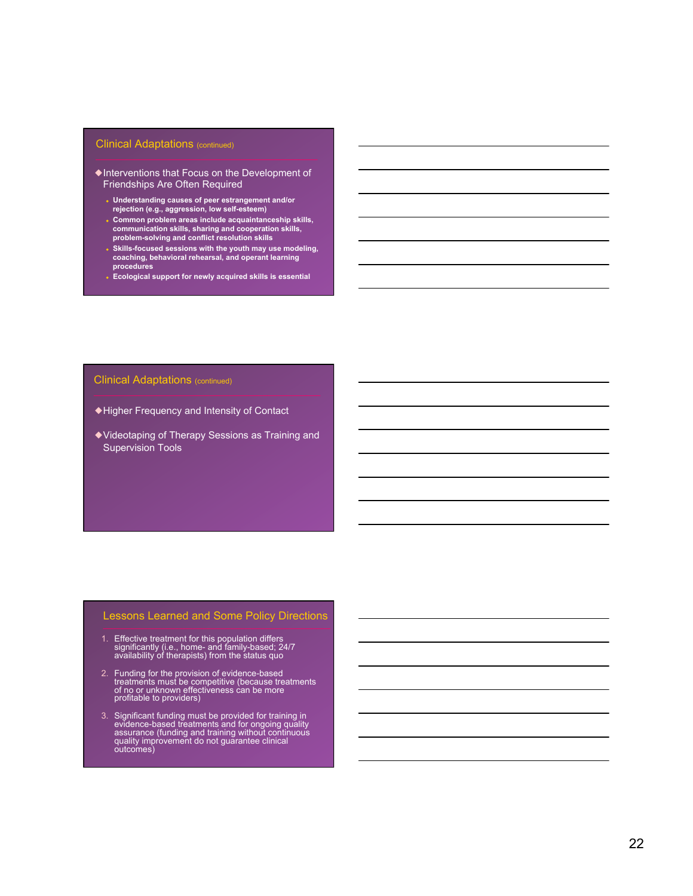## Clinical Adaptations (continued)

- Interventions that Focus on the Development of Friendships Are Often Required
  - **Understanding causes of peer estrangement and/or rejection (e.g., aggression, low self-esteem)**
  - **Common problem areas include acquaintanceship skills, communication skills, sharing and cooperation skills, problem-solving and conflict resolution skills**
  - **Skills-focused sessions with the youth may use modeling, coaching, behavioral rehearsal, and operant learning procedures**
  - **Ecological support for newly acquired skills is essential**

## Clinical Adaptations (continued)

- Higher Frequency and Intensity of Contact
- Videotaping of Therapy Sessions as Training and Supervision Tools

## Lessons Learned and Some Policy Directions

1. Effective treatment for this population differs significantly (i.e., home- and family-based; 24/7 availability of therapists) from the status quo
2. Funding for the provision of evidence-based treatments must be competitive (because treatments of no or unknown effectiveness can be more profitable to providers)
3. Significant funding must be provided for training in evidence-based treatments and for ongoing quality assurance (funding and training without continuous quality improvement do not guarantee clinical outcomes)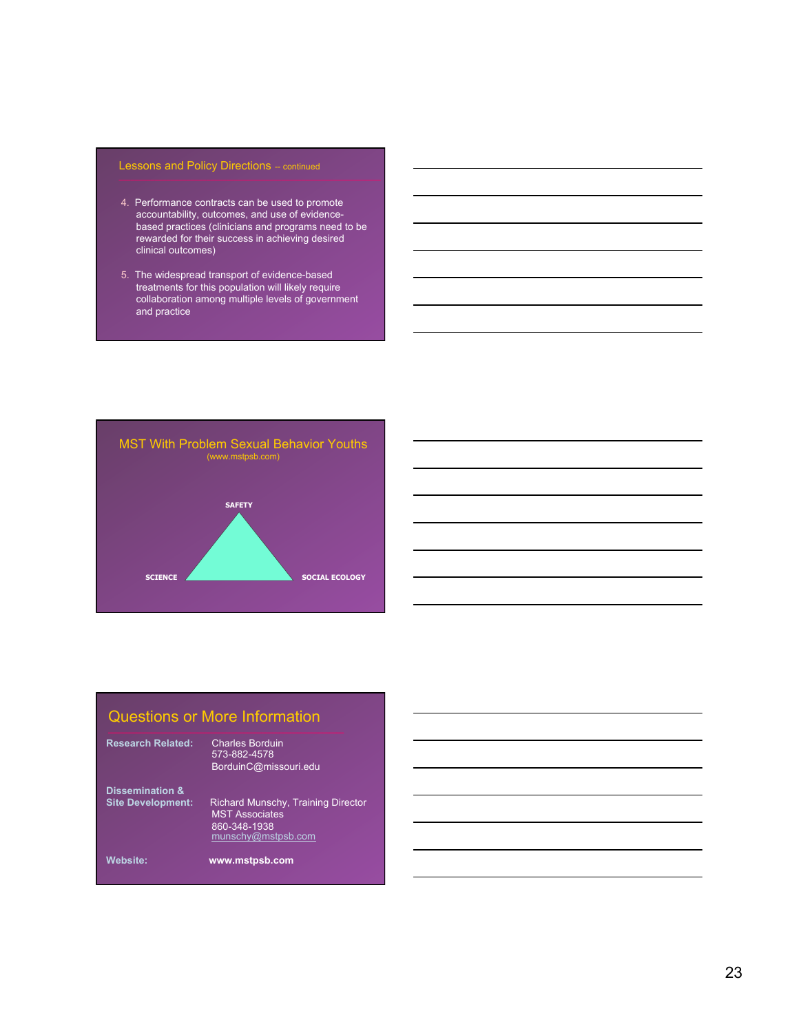## Lessons and Policy Directions -- continued

4. Performance contracts can be used to promote accountability, outcomes, and use of evidence-based practices (clinicians and programs need to be rewarded for their success in achieving desired clinical outcomes)

5. The widespread transport of evidence-based treatments for this population will likely require collaboration among multiple levels of government and practice

## MST With Problem Sexual Behavior Youths

(www.mstpsb.com)

SAFETY

SCIENCE

SOCIAL ECOLOGY

## Questions or More Information

**Research Related:** Charles Borduin
573-882-4578
BorduinC@missouri.edu

**Dissemination & Site Development:** Richard Munschy, Training Director
MST Associates
860-348-1938
munschy@mstpsb.com

**Website:** **www.mstpsb.com**